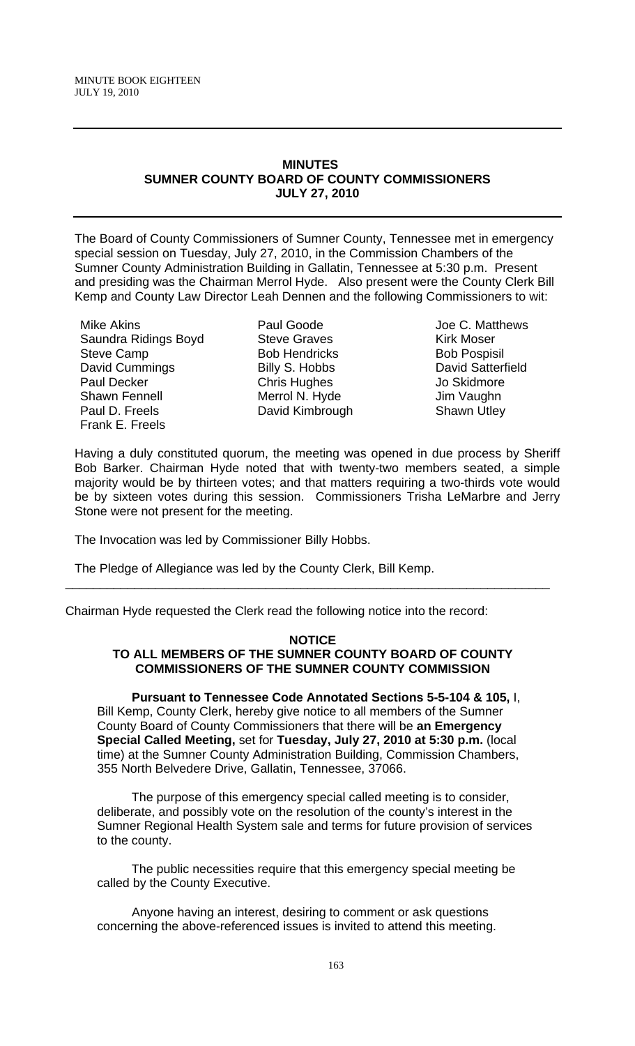## MINUTES
## SUMNER COUNTY BOARD OF COUNTY COMMISSIONERS
## JULY 27, 2010

The Board of County Commissioners of Sumner County, Tennessee met in emergency special session on Tuesday, July 27, 2010, in the Commission Chambers of the Sumner County Administration Building in Gallatin, Tennessee at 5:30 p.m. Present and presiding was the Chairman Merrol Hyde. Also present were the County Clerk Bill Kemp and County Law Director Leah Dennen and the following Commissioners to wit:

Mike Akins
Saundra Ridings Boyd
Steve Camp
David Cummings
Paul Decker
Shawn Fennell
Paul D. Freels
Frank E. Freels
Paul Goode
Steve Graves
Bob Hendricks
Billy S. Hobbs
Chris Hughes
Merrol N. Hyde
David Kimbrough
Joe C. Matthews
Kirk Moser
Bob Pospisil
David Satterfield
Jo Skidmore
Jim Vaughn
Shawn Utley

Having a duly constituted quorum, the meeting was opened in due process by Sheriff Bob Barker. Chairman Hyde noted that with twenty-two members seated, a simple majority would be by thirteen votes; and that matters requiring a two-thirds vote would be by sixteen votes during this session. Commissioners Trisha LeMarbre and Jerry Stone were not present for the meeting.

The Invocation was led by Commissioner Billy Hobbs.

The Pledge of Allegiance was led by the County Clerk, Bill Kemp.

---

Chairman Hyde requested the Clerk read the following notice into the record:

**NOTICE**
**TO ALL MEMBERS OF THE SUMNER COUNTY BOARD OF COUNTY COMMISSIONERS OF THE SUMNER COUNTY COMMISSION**

**Pursuant to Tennessee Code Annotated Sections 5-5-104 & 105,** I, Bill Kemp, County Clerk, hereby give notice to all members of the Sumner County Board of County Commissioners that there will be **an Emergency Special Called Meeting,** set for **Tuesday, July 27, 2010 at 5:30 p.m.** (local time) at the Sumner County Administration Building, Commission Chambers, 355 North Belvedere Drive, Gallatin, Tennessee, 37066.

The purpose of this emergency special called meeting is to consider, deliberate, and possibly vote on the resolution of the county's interest in the Sumner Regional Health System sale and terms for future provision of services to the county.

The public necessities require that this emergency special meeting be called by the County Executive.

Anyone having an interest, desiring to comment or ask questions concerning the above-referenced issues is invited to attend this meeting.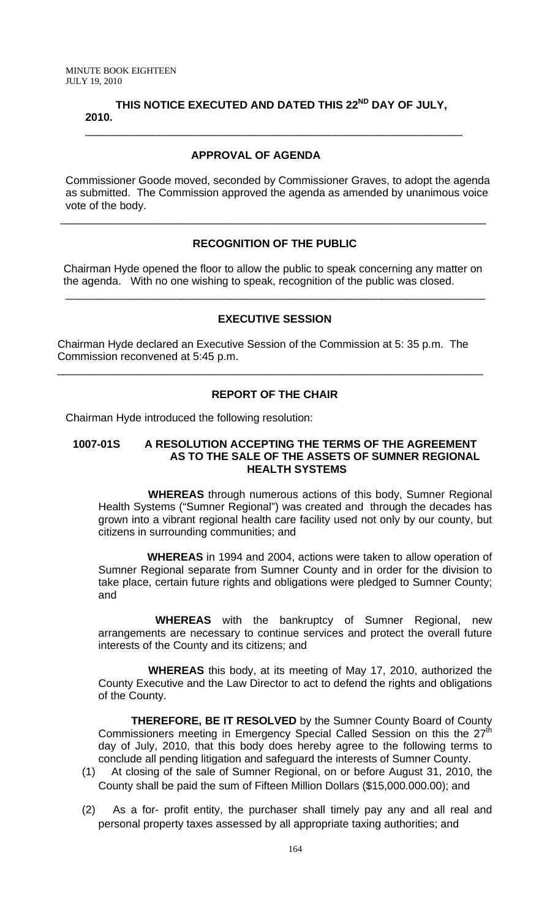**THIS NOTICE EXECUTED AND DATED THIS 22ND DAY OF JULY, 2010.**

---

## APPROVAL OF AGENDA

Commissioner Goode moved, seconded by Commissioner Graves, to adopt the agenda as submitted. The Commission approved the agenda as amended by unanimous voice vote of the body.

---

## RECOGNITION OF THE PUBLIC

Chairman Hyde opened the floor to allow the public to speak concerning any matter on the agenda. With no one wishing to speak, recognition of the public was closed.

---

## EXECUTIVE SESSION

Chairman Hyde declared an Executive Session of the Commission at 5: 35 p.m. The Commission reconvened at 5:45 p.m.

---

## REPORT OF THE CHAIR

Chairman Hyde introduced the following resolution:

**1007-01S A RESOLUTION ACCEPTING THE TERMS OF THE AGREEMENT AS TO THE SALE OF THE ASSETS OF SUMNER REGIONAL HEALTH SYSTEMS**

**WHEREAS** through numerous actions of this body, Sumner Regional Health Systems ("Sumner Regional") was created and through the decades has grown into a vibrant regional health care facility used not only by our county, but citizens in surrounding communities; and

**WHEREAS** in 1994 and 2004, actions were taken to allow operation of Sumner Regional separate from Sumner County and in order for the division to take place, certain future rights and obligations were pledged to Sumner County; and

**WHEREAS** with the bankruptcy of Sumner Regional, new arrangements are necessary to continue services and protect the overall future interests of the County and its citizens; and

**WHEREAS** this body, at its meeting of May 17, 2010, authorized the County Executive and the Law Director to act to defend the rights and obligations of the County.

**THEREFORE, BE IT RESOLVED** by the Sumner County Board of County Commissioners meeting in Emergency Special Called Session on this the 27th day of July, 2010, that this body does hereby agree to the following terms to conclude all pending litigation and safeguard the interests of Sumner County.

(1) At closing of the sale of Sumner Regional, on or before August 31, 2010, the County shall be paid the sum of Fifteen Million Dollars ($15,000.000.00); and

(2) As a for- profit entity, the purchaser shall timely pay any and all real and personal property taxes assessed by all appropriate taxing authorities; and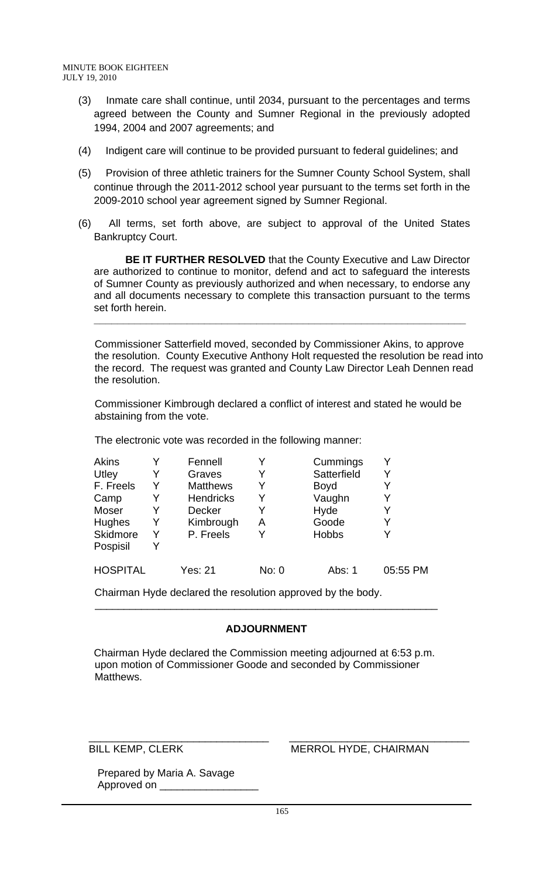(3) Inmate care shall continue, until 2034, pursuant to the percentages and terms agreed between the County and Sumner Regional in the previously adopted 1994, 2004 and 2007 agreements; and

(4) Indigent care will continue to be provided pursuant to federal guidelines; and

(5) Provision of three athletic trainers for the Sumner County School System, shall continue through the 2011-2012 school year pursuant to the terms set forth in the 2009-2010 school year agreement signed by Sumner Regional.

(6) All terms, set forth above, are subject to approval of the United States Bankruptcy Court.

**BE IT FURTHER RESOLVED** that the County Executive and Law Director are authorized to continue to monitor, defend and act to safeguard the interests of Sumner County as previously authorized and when necessary, to endorse any and all documents necessary to complete this transaction pursuant to the terms set forth herein.

---

Commissioner Satterfield moved, seconded by Commissioner Akins, to approve the resolution. County Executive Anthony Holt requested the resolution be read into the record. The request was granted and County Law Director Leah Dennen read the resolution.

Commissioner Kimbrough declared a conflict of interest and stated he would be abstaining from the vote.

The electronic vote was recorded in the following manner:

| | | | | | |
|---|---|---|---|---|---|
| Akins | Y | Fennell | Y | Cummings | Y |
| Utley | Y | Graves | Y | Satterfield | Y |
| F. Freels | Y | Matthews | Y | Boyd | Y |
| Camp | Y | Hendricks | Y | Vaughn | Y |
| Moser | Y | Decker | Y | Hyde | Y |
| Hughes | Y | Kimbrough | A | Goode | Y |
| Skidmore | Y | P. Freels | Y | Hobbs | Y |
| Pospisil | Y | | | | |

HOSPITAL Yes: 21 No: 0 Abs: 1 05:55 PM

Chairman Hyde declared the resolution approved by the body.

---

**ADJOURNMENT**

Chairman Hyde declared the Commission meeting adjourned at 6:53 p.m. upon motion of Commissioner Goode and seconded by Commissioner Matthews.

\_\_\_\_\_\_\_\_\_\_\_\_\_\_\_\_\_\_\_\_\_\_\_\_\_\_\_\_\_\_ \_\_\_\_\_\_\_\_\_\_\_\_\_\_\_\_\_\_\_\_\_\_\_\_\_\_\_\_\_\_

BILL KEMP, CLERK MERROL HYDE, CHAIRMAN

Prepared by Maria A. Savage
Approved on \_\_\_\_\_\_\_\_\_\_\_\_\_\_\_\_